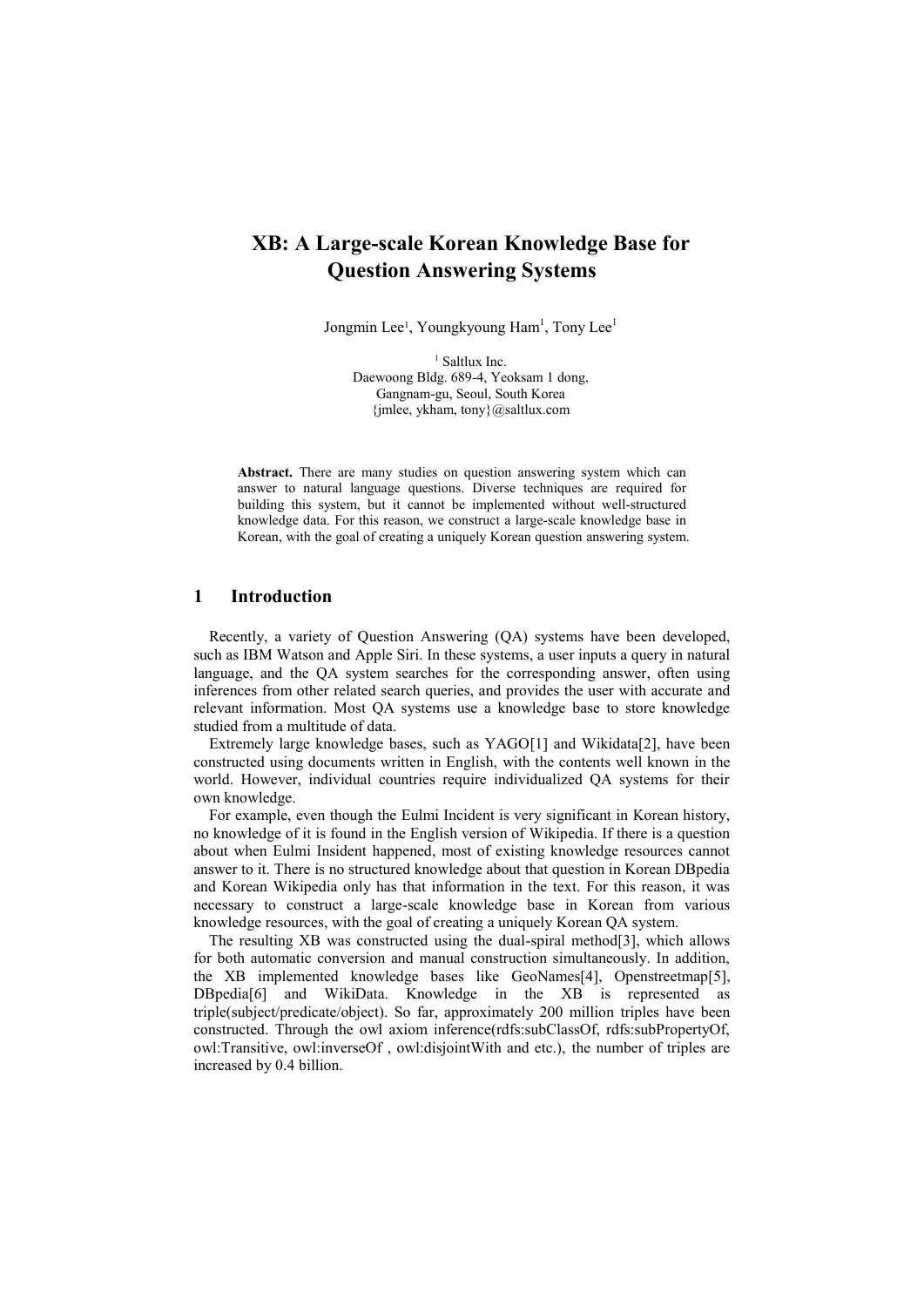# XB: A Large-scale Korean Knowledge Base for Question Answering Systems

Jongmin Lee[1], Youngkyoung Ham[1], Tony Lee[1]

[1] Saltlux Inc.
Daewoong Bldg. 689-4, Yeoksam 1 dong,
Gangnam-gu, Seoul, South Korea
{jmlee, ykham, tony}@saltlux.com

**Abstract.** There are many studies on question answering system which can answer to natural language questions. Diverse techniques are required for building this system, but it cannot be implemented without well-structured knowledge data. For this reason, we construct a large-scale knowledge base in Korean, with the goal of creating a uniquely Korean question answering system.

## 1 Introduction

Recently, a variety of Question Answering (QA) systems have been developed, such as IBM Watson and Apple Siri. In these systems, a user inputs a query in natural language, and the QA system searches for the corresponding answer, often using inferences from other related search queries, and provides the user with accurate and relevant information. Most QA systems use a knowledge base to store knowledge studied from a multitude of data.

Extremely large knowledge bases, such as YAGO[1] and Wikidata[2], have been constructed using documents written in English, with the contents well known in the world. However, individual countries require individualized QA systems for their own knowledge.

For example, even though the Eulmi Incident is very significant in Korean history, no knowledge of it is found in the English version of Wikipedia. If there is a question about when Eulmi Insident happened, most of existing knowledge resources cannot answer to it. There is no structured knowledge about that question in Korean DBpedia and Korean Wikipedia only has that information in the text. For this reason, it was necessary to construct a large-scale knowledge base in Korean from various knowledge resources, with the goal of creating a uniquely Korean QA system.

The resulting XB was constructed using the dual-spiral method[3], which allows for both automatic conversion and manual construction simultaneously. In addition, the XB implemented knowledge bases like GeoNames[4], Openstreetmap[5], DBpedia[6] and WikiData. Knowledge in the XB is represented as triple(subject/predicate/object). So far, approximately 200 million triples have been constructed. Through the owl axiom inference(rdfs:subClassOf, rdfs:subPropertyOf, owl:Transitive, owl:inverseOf , owl:disjointWith and etc.), the number of triples are increased by 0.4 billion.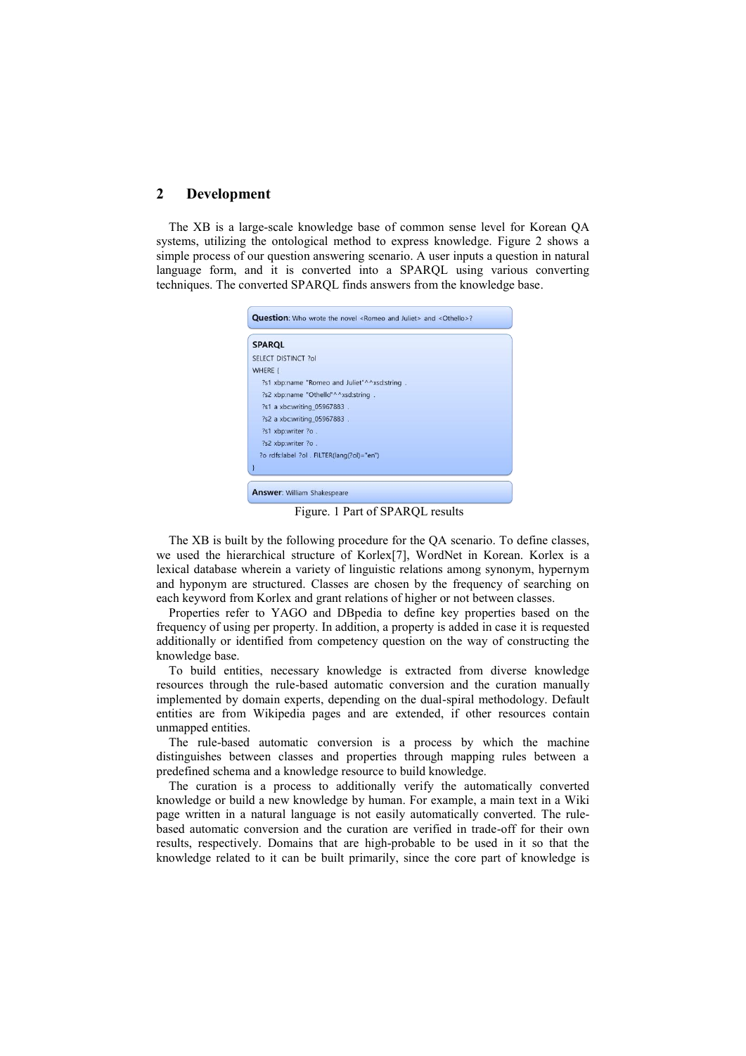## 2 Development

The XB is a large-scale knowledge base of common sense level for Korean QA systems, utilizing the ontological method to express knowledge. Figure 2 shows a simple process of our question answering scenario. A user inputs a question in natural language form, and it is converted into a SPARQL using various converting techniques. The converted SPARQL finds answers from the knowledge base.

**Question**: Who wrote the novel <Romeo and Juliet> and <Othello>?

**SPARQL**

```
SELECT DISTINCT ?ol
WHERE {
   ?s1 xbp:name "Romeo and Juliet"^^xsd:string .
   ?s2 xbp:name "Othello"^^xsd:string .
   ?s1 a xbc:writing_05967883 .
   ?s2 a xbc:writing_05967883 .
   ?s1 xbp:writer ?o .
   ?s2 xbp:writer ?o .
  ?o rdfs:label ?ol . FILTER(lang(?ol)="en")
}
```

**Answer**: William Shakespeare

Figure. 1 Part of SPARQL results

The XB is built by the following procedure for the QA scenario. To define classes, we used the hierarchical structure of Korlex[7], WordNet in Korean. Korlex is a lexical database wherein a variety of linguistic relations among synonym, hypernym and hyponym are structured. Classes are chosen by the frequency of searching on each keyword from Korlex and grant relations of higher or not between classes.

Properties refer to YAGO and DBpedia to define key properties based on the frequency of using per property. In addition, a property is added in case it is requested additionally or identified from competency question on the way of constructing the knowledge base.

To build entities, necessary knowledge is extracted from diverse knowledge resources through the rule-based automatic conversion and the curation manually implemented by domain experts, depending on the dual-spiral methodology. Default entities are from Wikipedia pages and are extended, if other resources contain unmapped entities.

The rule-based automatic conversion is a process by which the machine distinguishes between classes and properties through mapping rules between a predefined schema and a knowledge resource to build knowledge.

The curation is a process to additionally verify the automatically converted knowledge or build a new knowledge by human. For example, a main text in a Wiki page written in a natural language is not easily automatically converted. The rule-based automatic conversion and the curation are verified in trade-off for their own results, respectively. Domains that are high-probable to be used in it so that the knowledge related to it can be built primarily, since the core part of knowledge is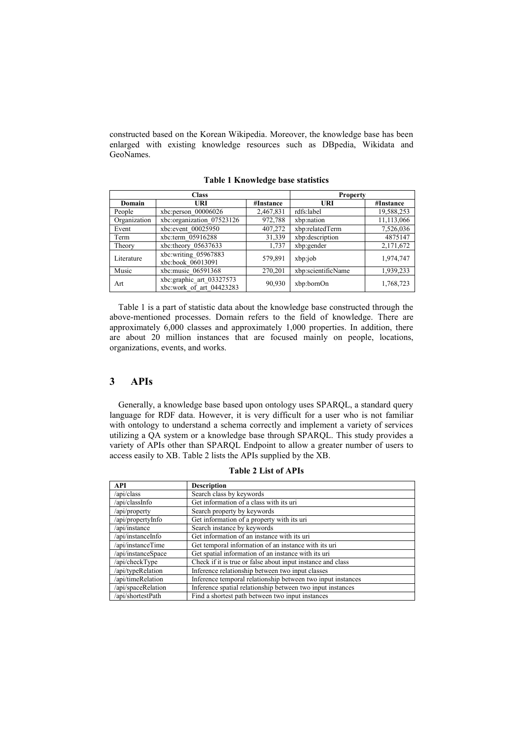constructed based on the Korean Wikipedia. Moreover, the knowledge base has been enlarged with existing knowledge resources such as DBpedia, Wikidata and GeoNames.

**Table 1 Knowledge base statistics**

| Class | | | Property | |
|---|---|---|---|---|
| **Domain** | **URI** | **#Instance** | **URI** | **#Instance** |
| People | xbc:person_00006026 | 2,467,831 | rdfs:label | 19,588,253 |
| Organization | xbc:organization_07523126 | 972,788 | xbp:nation | 11,113,066 |
| Event | xbc:event_00025950 | 407,272 | xbp:relatedTerm | 7,526,036 |
| Term | xbc:term_05916288 | 31,339 | xbp:description | 4875147 |
| Theory | xbc:theory_05637633 | 1,737 | xbp:gender | 2,171,672 |
| Literature | xbc:writing_05967883 xbc:book_06013091 | 579,891 | xbp:job | 1,974,747 |
| Music | xbc:music_06591368 | 270,201 | xbp:scientificName | 1,939,233 |
| Art | xbc:graphic_art_03327573 xbc:work_of_art_04423283 | 90,930 | xbp:bornOn | 1,768,723 |

Table 1 is a part of statistic data about the knowledge base constructed through the above-mentioned processes. Domain refers to the field of knowledge. There are approximately 6,000 classes and approximately 1,000 properties. In addition, there are about 20 million instances that are focused mainly on people, locations, organizations, events, and works.

## 3 APIs

Generally, a knowledge base based upon ontology uses SPARQL, a standard query language for RDF data. However, it is very difficult for a user who is not familiar with ontology to understand a schema correctly and implement a variety of services utilizing a QA system or a knowledge base through SPARQL. This study provides a variety of APIs other than SPARQL Endpoint to allow a greater number of users to access easily to XB. Table 2 lists the APIs supplied by the XB.

**Table 2 List of APIs**

| API | Description |
|---|---|
| /api/class | Search class by keywords |
| /api/classInfo | Get information of a class with its uri |
| /api/property | Search property by keywords |
| /api/propertyInfo | Get information of a property with its uri |
| /api/instance | Search instance by keywords |
| /api/instanceInfo | Get information of an instance with its uri |
| /api/instanceTime | Get temporal information of an instance with its uri |
| /api/instanceSpace | Get spatial information of an instance with its uri |
| /api/checkType | Check if it is true or false about input instance and class |
| /api/typeRelation | Inference relationship between two input classes |
| /api/timeRelation | Inference temporal relationship between two input instances |
| /api/spaceRelation | Inference spatial relationship between two input instances |
| /api/shortestPath | Find a shortest path between two input instances |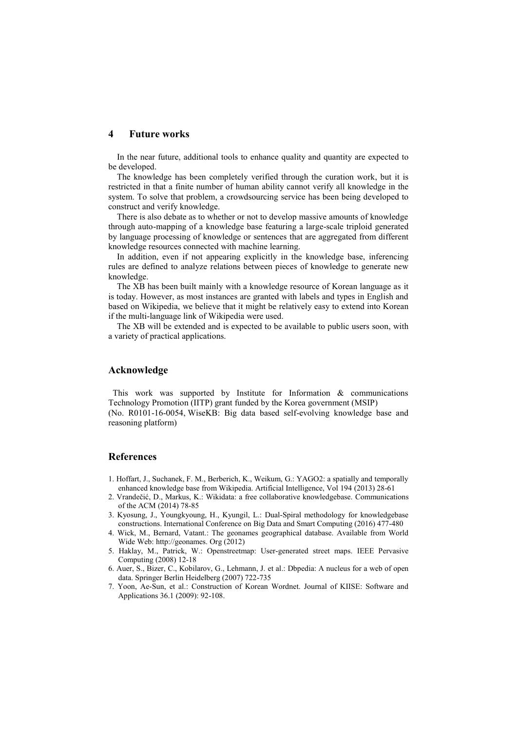## 4 Future works

In the near future, additional tools to enhance quality and quantity are expected to be developed.

The knowledge has been completely verified through the curation work, but it is restricted in that a finite number of human ability cannot verify all knowledge in the system. To solve that problem, a crowdsourcing service has been being developed to construct and verify knowledge.

There is also debate as to whether or not to develop massive amounts of knowledge through auto-mapping of a knowledge base featuring a large-scale triploid generated by language processing of knowledge or sentences that are aggregated from different knowledge resources connected with machine learning.

In addition, even if not appearing explicitly in the knowledge base, inferencing rules are defined to analyze relations between pieces of knowledge to generate new knowledge.

The XB has been built mainly with a knowledge resource of Korean language as it is today. However, as most instances are granted with labels and types in English and based on Wikipedia, we believe that it might be relatively easy to extend into Korean if the multi-language link of Wikipedia were used.

The XB will be extended and is expected to be available to public users soon, with a variety of practical applications.

## Acknowledge

This work was supported by Institute for Information & communications Technology Promotion (IITP) grant funded by the Korea government (MSIP)
(No. R0101-16-0054, WiseKB: Big data based self-evolving knowledge base and reasoning platform)

## References

1. Hoffart, J., Suchanek, F. M., Berberich, K., Weikum, G.: YAGO2: a spatially and temporally enhanced knowledge base from Wikipedia. Artificial Intelligence, Vol 194 (2013) 28-61
2. Vrandečić, D., Markus, K.: Wikidata: a free collaborative knowledgebase. Communications of the ACM (2014) 78-85
3. Kyosung, J., Youngkyoung, H., Kyungil, L.: Dual-Spiral methodology for knowledgebase constructions. International Conference on Big Data and Smart Computing (2016) 477-480
4. Wick, M., Bernard, Vatant.: The geonames geographical database. Available from World Wide Web: http://geonames. Org (2012)
5. Haklay, M., Patrick, W.: Openstreetmap: User-generated street maps. IEEE Pervasive Computing (2008) 12-18
6. Auer, S., Bizer, C., Kobilarov, G., Lehmann, J. et al.: Dbpedia: A nucleus for a web of open data. Springer Berlin Heidelberg (2007) 722-735
7. Yoon, Ae-Sun, et al.: Construction of Korean Wordnet. Journal of KIISE: Software and Applications 36.1 (2009): 92-108.